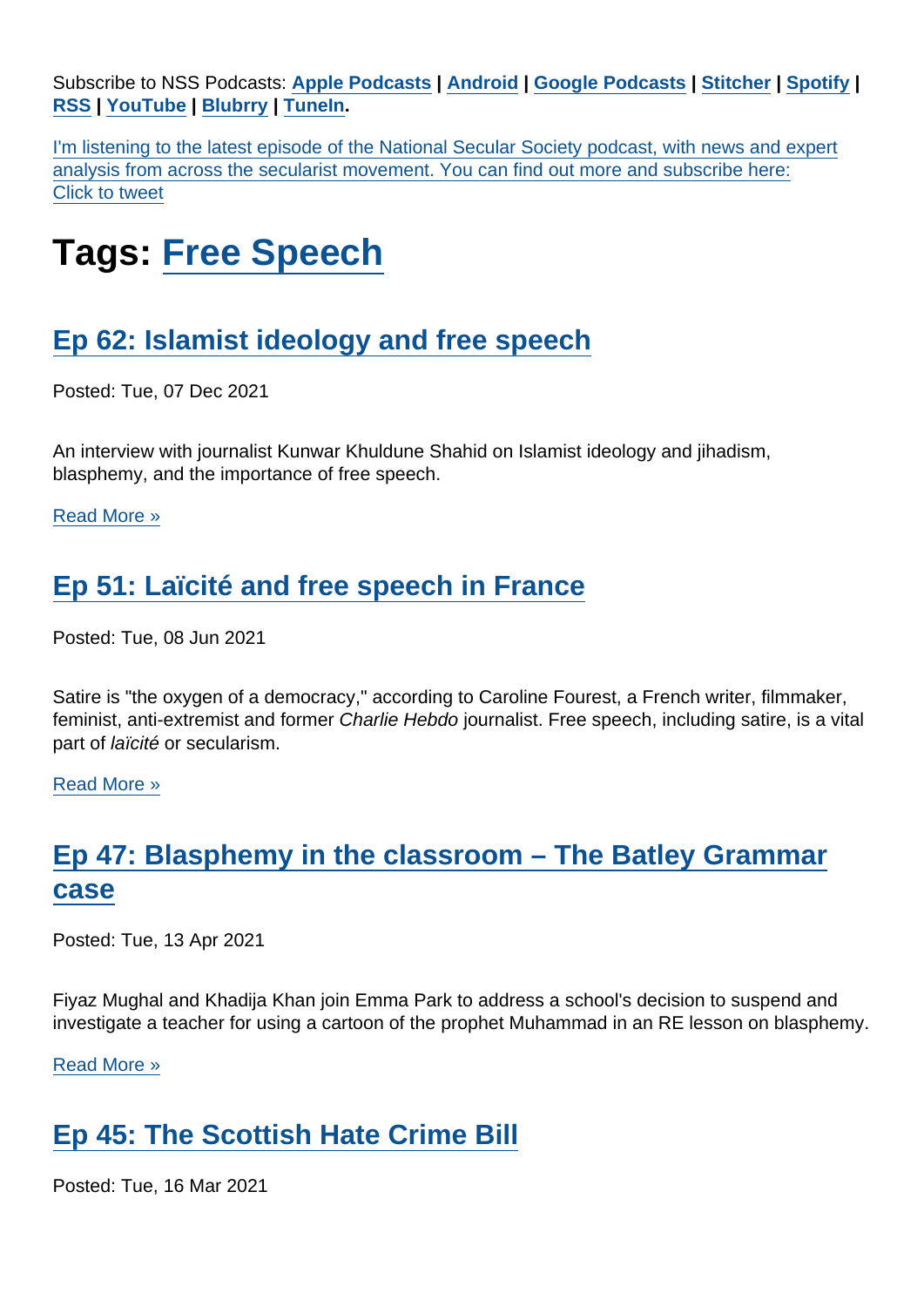Subscribe to NSS Podcasts: **Apple Podcasts** | **Android** | **Google Podcasts** | **Stitcher** | **Spotify** | **RSS** | **YouTube** | **Blubrry** | **TuneIn**.

I'm listening to the latest episode of the National Secular Society podcast, with news and expert analysis from across the secularist movement. You can find out more and subscribe here: Click to tweet

# Tags: Free Speech

## Ep 62: Islamist ideology and free speech

Posted: Tue, 07 Dec 2021

An interview with journalist Kunwar Khuldune Shahid on Islamist ideology and jihadism, blasphemy, and the importance of free speech.

Read More »

## Ep 51: Laïcité and free speech in France

Posted: Tue, 08 Jun 2021

Satire is "the oxygen of a democracy," according to Caroline Fourest, a French writer, filmmaker, feminist, anti-extremist and former *Charlie Hebdo* journalist. Free speech, including satire, is a vital part of *laïcité* or secularism.

Read More »

## Ep 47: Blasphemy in the classroom – The Batley Grammar case

Posted: Tue, 13 Apr 2021

Fiyaz Mughal and Khadija Khan join Emma Park to address a school's decision to suspend and investigate a teacher for using a cartoon of the prophet Muhammad in an RE lesson on blasphemy.

Read More »

## Ep 45: The Scottish Hate Crime Bill

Posted: Tue, 16 Mar 2021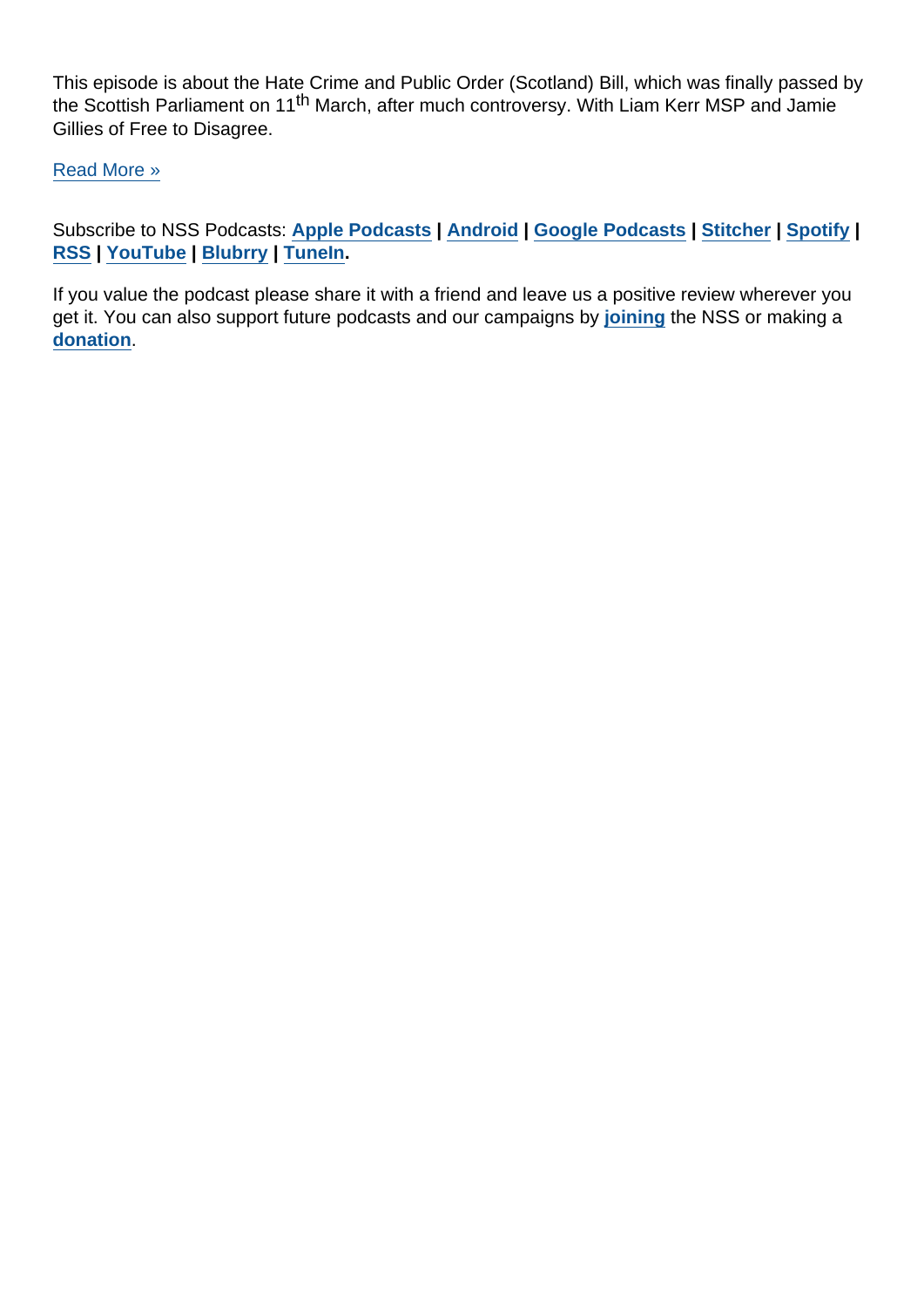This episode is about the Hate Crime and Public Order (Scotland) Bill, which was finally passed by the Scottish Parliament on 11th March, after much controversy. With Liam Kerr MSP and Jamie Gillies of Free to Disagree.

Read More »

Subscribe to NSS Podcasts: **Apple Podcasts** | **Android** | **Google Podcasts** | **Stitcher** | **Spotify** | **RSS** | **YouTube** | **Blubrry** | **TuneIn**.

If you value the podcast please share it with a friend and leave us a positive review wherever you get it. You can also support future podcasts and our campaigns by **joining** the NSS or making a **donation**.